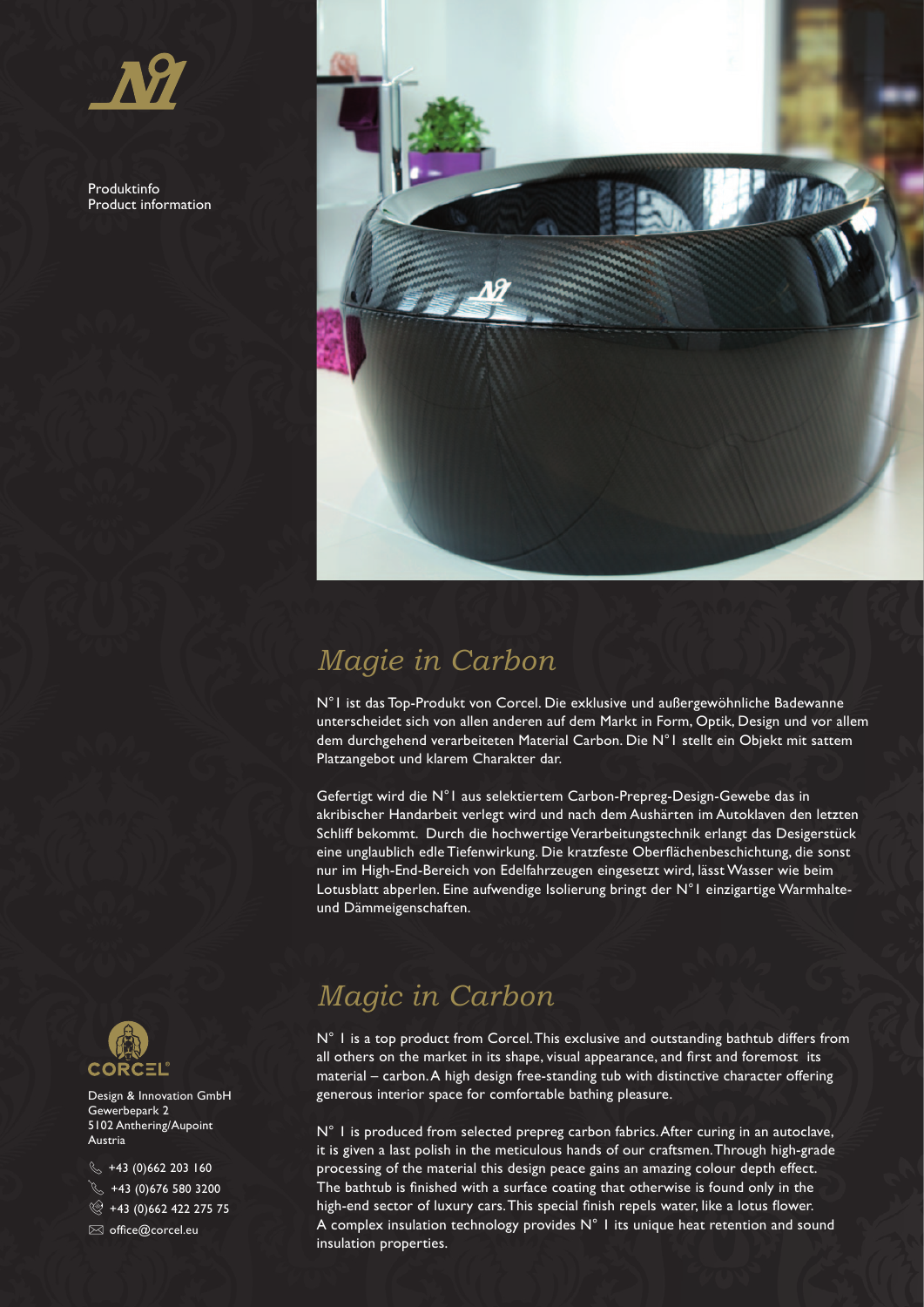Produktinfo
Product information

# Magie in Carbon

N°1 ist das Top-Produkt von Corcel. Die exklusive und außergewöhnliche Badewanne unterscheidet sich von allen anderen auf dem Markt in Form, Optik, Design und vor allem dem durchgehend verarbeiteten Material Carbon. Die N°1 stellt ein Objekt mit sattem Platzangebot und klarem Charakter dar.

Gefertigt wird die N°1 aus selektiertem Carbon-Prepreg-Design-Gewebe das in akribischer Handarbeit verlegt wird und nach dem Aushärten im Autoklaven den letzten Schliff bekommt. Durch die hochwertige Verarbeitungstechnik erlangt das Desigerstück eine unglaublich edle Tiefenwirkung. Die kratzfeste Oberflächenbeschichtung, die sonst nur im High-End-Bereich von Edelfahrzeugen eingesetzt wird, lässt Wasser wie beim Lotusblatt abperlen. Eine aufwendige Isolierung bringt der N°1 einzigartige Warmhalte- und Dämmeigenschaften.

# Magic in Carbon

N° 1 is a top product from Corcel. This exclusive and outstanding bathtub differs from all others on the market in its shape, visual appearance, and first and foremost its material – carbon. A high design free-standing tub with distinctive character offering generous interior space for comfortable bathing pleasure.

N° 1 is produced from selected prepreg carbon fabrics. After curing in an autoclave, it is given a last polish in the meticulous hands of our craftsmen. Through high-grade processing of the material this design peace gains an amazing colour depth effect. The bathtub is finished with a surface coating that otherwise is found only in the high-end sector of luxury cars. This special finish repels water, like a lotus flower. A complex insulation technology provides N° 1 its unique heat retention and sound insulation properties.

CORCEL®

Design & Innovation GmbH
Gewerbepark 2
5102 Anthering/Aupoint
Austria

+43 (0)662 203 160
+43 (0)676 580 3200
+43 (0)662 422 275 75
office@corcel.eu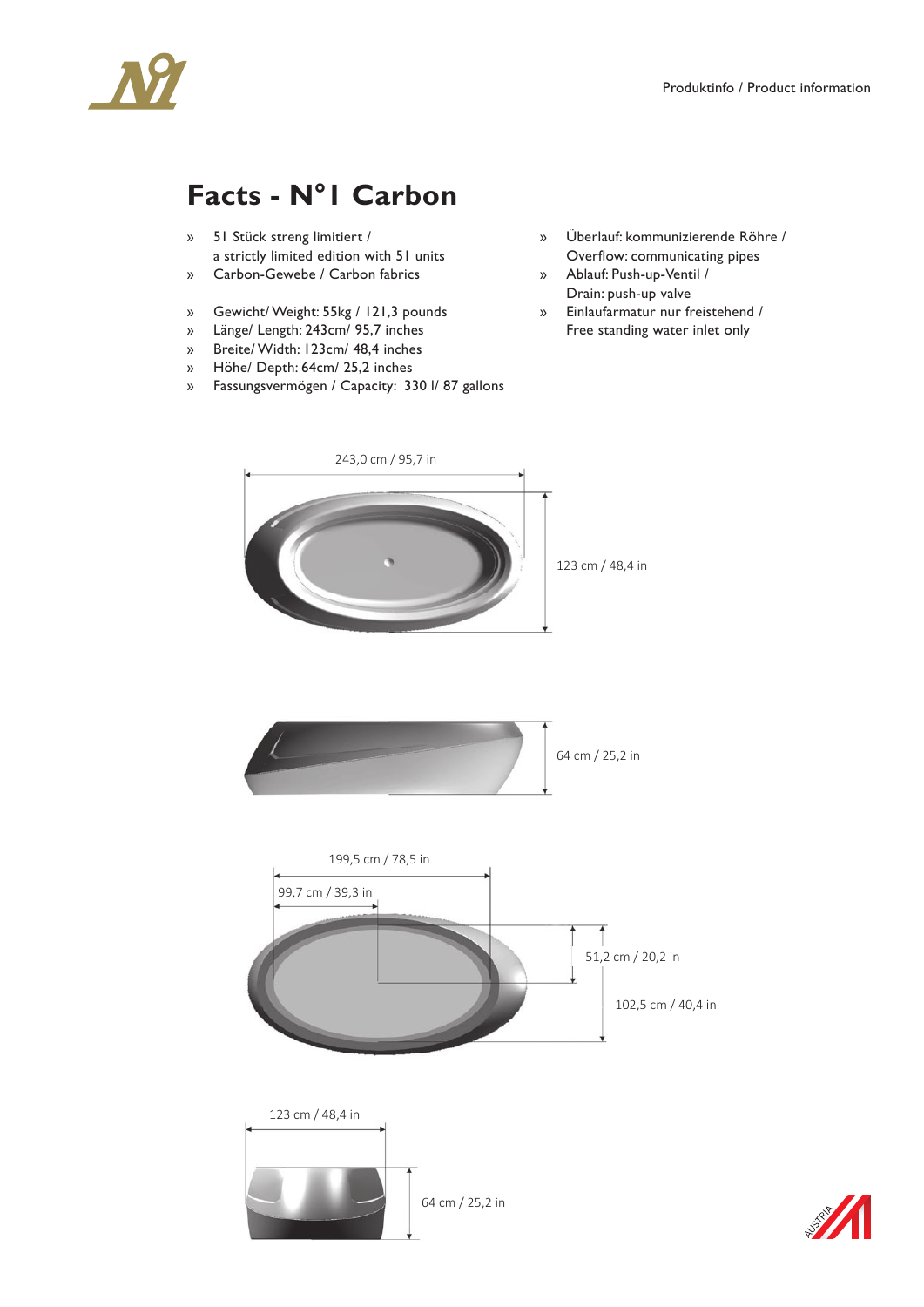# Facts - N°1 Carbon

- 51 Stück streng limitiert / a strictly limited edition with 51 units
- Carbon-Gewebe / Carbon fabrics
- Gewicht/ Weight: 55kg / 121,3 pounds
- Länge/ Length: 243cm/ 95,7 inches
- Breite/ Width: 123cm/ 48,4 inches
- Höhe/ Depth: 64cm/ 25,2 inches
- Fassungsvermögen / Capacity: 330 l/ 87 gallons
- Überlauf: kommunizierende Röhre / Overflow: communicating pipes
- Ablauf: Push-up-Ventil / Drain: push-up valve
- Einlaufarmatur nur freistehend / Free standing water inlet only

243,0 cm / 95,7 in

123 cm / 48,4 in

64 cm / 25,2 in

199,5 cm / 78,5 in

99,7 cm / 39,3 in

51,2 cm / 20,2 in

102,5 cm / 40,4 in

123 cm / 48,4 in

64 cm / 25,2 in